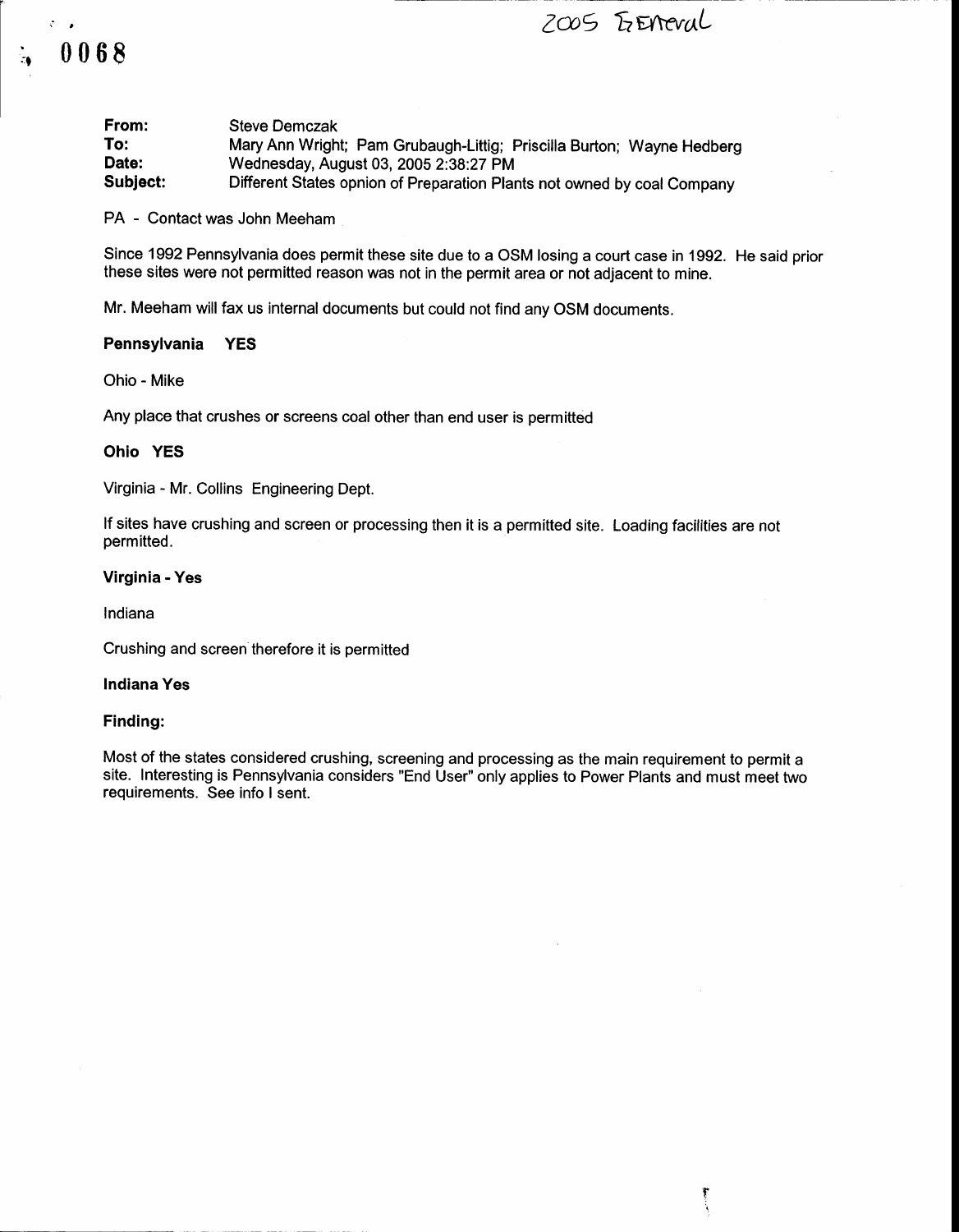2005 General

0068

**From:** Steve Demczak
**To:** Mary Ann Wright; Pam Grubaugh-Littig; Priscilla Burton; Wayne Hedberg
**Date:** Wednesday, August 03, 2005 2:38:27 PM
**Subject:** Different States opnion of Preparation Plants not owned by coal Company

PA - Contact was John Meeham

Since 1992 Pennsylvania does permit these site due to a OSM losing a court case in 1992. He said prior these sites were not permitted reason was not in the permit area or not adjacent to mine.

Mr. Meeham will fax us internal documents but could not find any OSM documents.

**Pennsylvania YES**

Ohio - Mike

Any place that crushes or screens coal other than end user is permitted

**Ohio YES**

Virginia - Mr. Collins Engineering Dept.

If sites have crushing and screen or processing then it is a permitted site. Loading facilities are not permitted.

**Virginia - Yes**

Indiana

Crushing and screen therefore it is permitted

**Indiana Yes**

**Finding:**

Most of the states considered crushing, screening and processing as the main requirement to permit a site. Interesting is Pennsylvania considers "End User" only applies to Power Plants and must meet two requirements. See info I sent.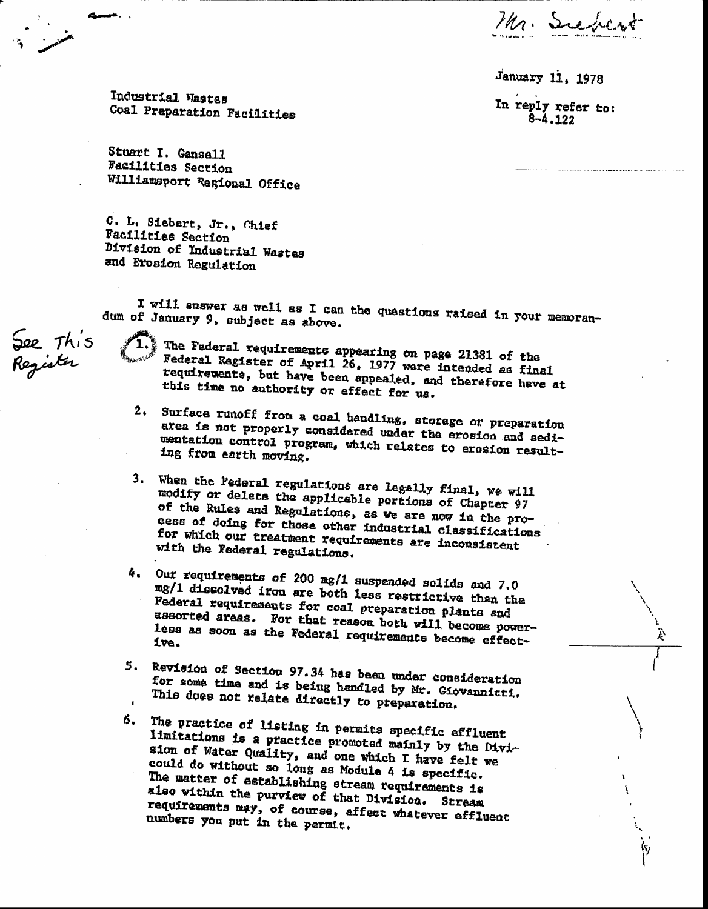Mr. Siebert

January 11, 1978

In reply refer to:
8-4.122

Industrial Wastes
Coal Preparation Facilities

Stuart I. Gansell
Facilities Section
Williamsport Regional Office

C. L. Siebert, Jr., Chief
Facilities Section
Division of Industrial Wastes
and Erosion Regulation

I will answer as well as I can the questions raised in your memorandum of January 9, subject as above.

See This Register

1. The Federal requirements appearing on page 21381 of the Federal Register of April 26, 1977 were intended as final requirements, but have been appealed, and therefore have at this time no authority or effect for us.

2. Surface runoff from a coal handling, storage or preparation area is not properly considered under the erosion and sedimentation control program, which relates to erosion resulting from earth moving.

3. When the Federal regulations are legally final, we will modify or delete the applicable portions of Chapter 97 of the Rules and Regulations, as we are now in the process of doing for those other industrial classifications for which our treatment requirements are inconsistent with the Federal regulations.

4. Our requirements of 200 mg/l suspended solids and 7.0 mg/l dissolved iron are both less restrictive than the Federal requirements for coal preparation plants and assorted areas. For that reason both will become powerless as soon as the Federal requirements become effective.

5. Revision of Section 97.34 has been under consideration for some time and is being handled by Mr. Giovannitti. This does not relate directly to preparation.

6. The practice of listing in permits specific effluent limitations is a practice promoted mainly by the Division of Water Quality, and one which I have felt we could do without so long as Module 4 is specific. The matter of establishing stream requirements is also within the purview of that Division. Stream requirements may, of course, affect whatever effluent numbers you put in the permit.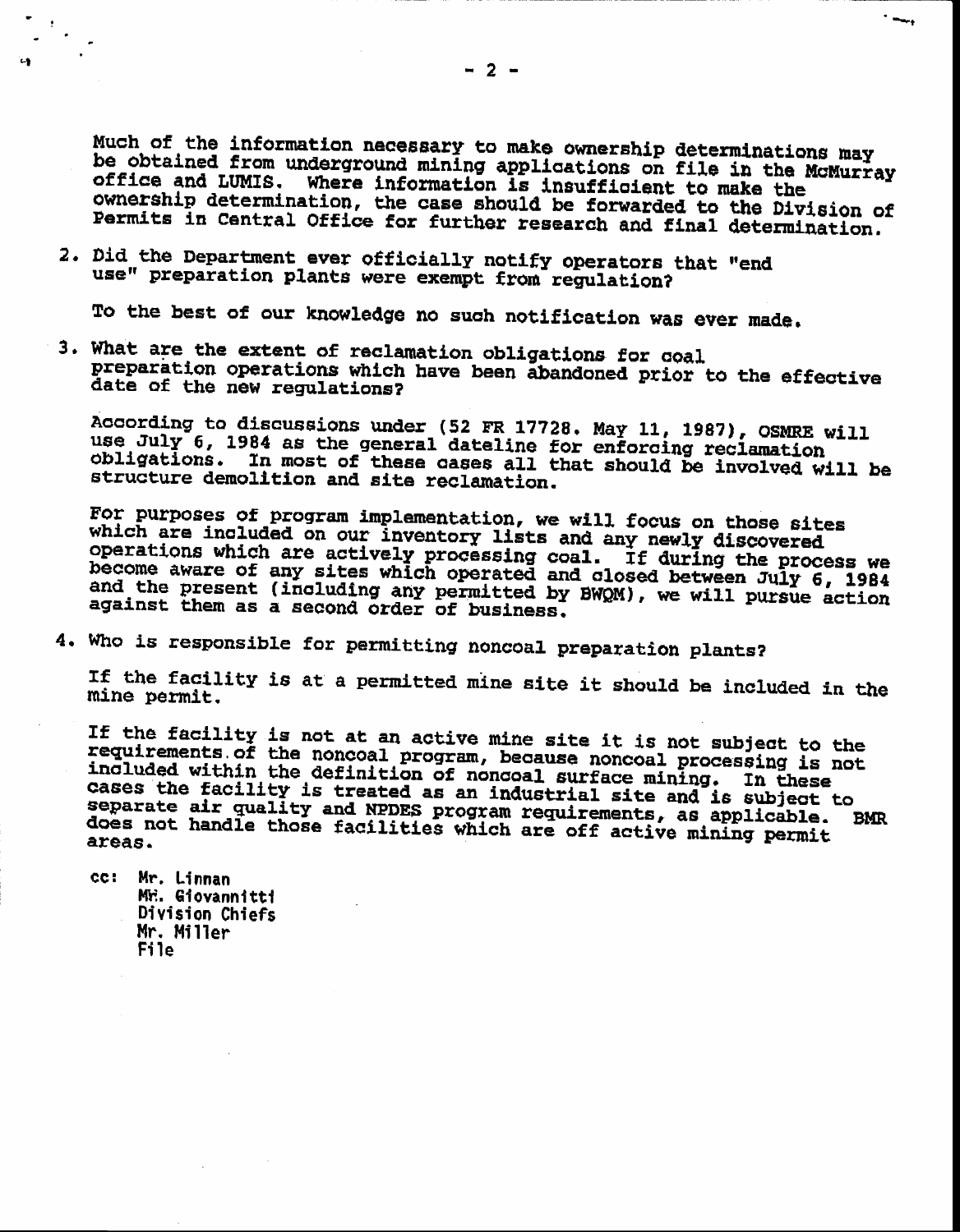Much of the information necessary to make ownership determinations may be obtained from underground mining applications on file in the McMurray office and LUMIS. Where information is insufficient to make the ownership determination, the case should be forwarded to the Division of Permits in Central Office for further research and final determination.

2. Did the Department ever officially notify operators that "end use" preparation plants were exempt from regulation?

   To the best of our knowledge no such notification was ever made.

3. What are the extent of reclamation obligations for coal preparation operations which have been abandoned prior to the effective date of the new regulations?

   According to discussions under (52 FR 17728. May 11, 1987), OSMRE will use July 6, 1984 as the general dateline for enforcing reclamation obligations. In most of these cases all that should be involved will be structure demolition and site reclamation.

   For purposes of program implementation, we will focus on those sites which are included on our inventory lists and any newly discovered operations which are actively processing coal. If during the process we become aware of any sites which operated and closed between July 6, 1984 and the present (including any permitted by BWQM), we will pursue action against them as a second order of business.

4. Who is responsible for permitting noncoal preparation plants?

   If the facility is at a permitted mine site it should be included in the mine permit.

   If the facility is not at an active mine site it is not subject to the requirements of the noncoal program, because noncoal processing is not included within the definition of noncoal surface mining. In these cases the facility is treated as an industrial site and is subject to separate air quality and NPDES program requirements, as applicable. BMR does not handle those facilities which are off active mining permit areas.

cc: Mr. Linnan
    Mr. Giovannitti
    Division Chiefs
    Mr. Miller
    File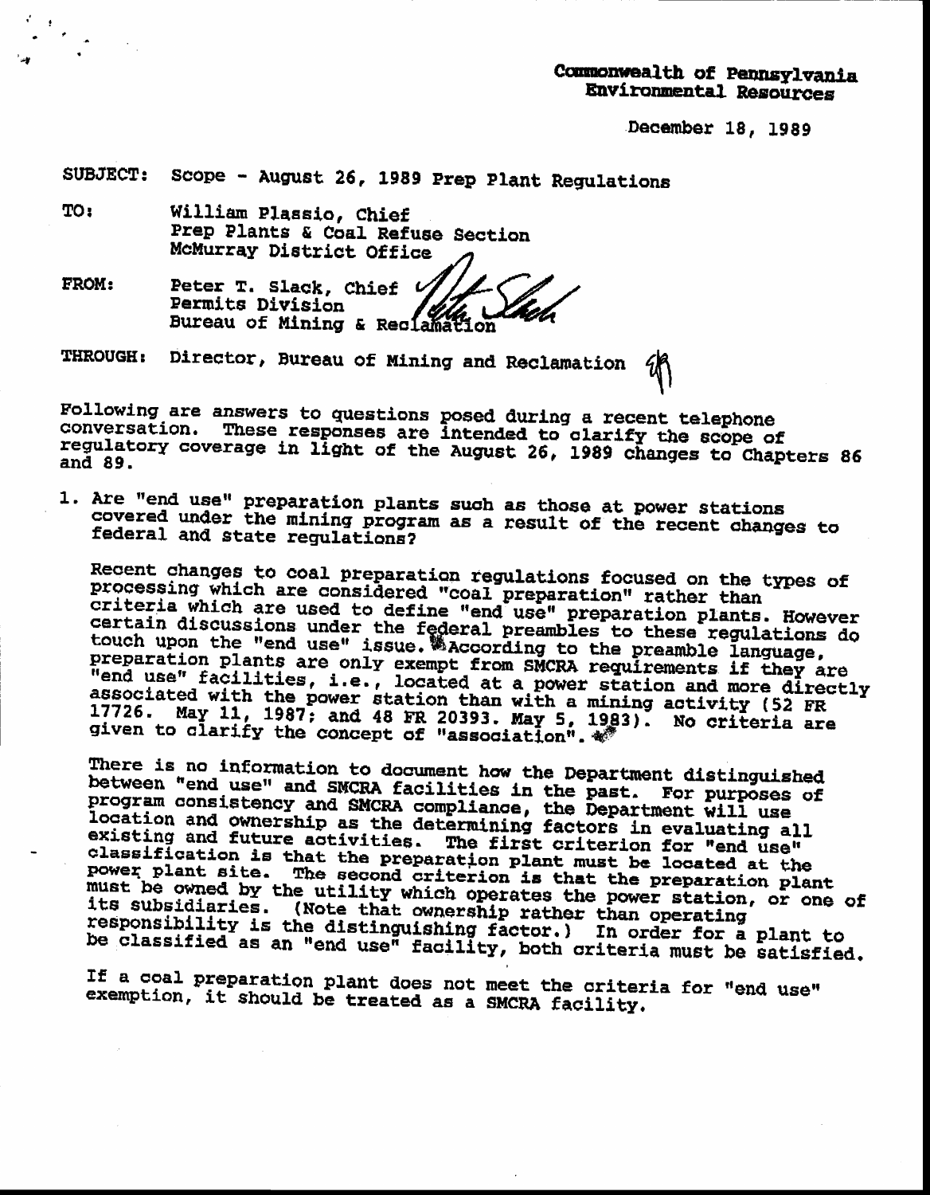Commonwealth of Pennsylvania
Environmental Resources

December 18, 1989

SUBJECT: Scope - August 26, 1989 Prep Plant Regulations

TO: William Plassio, Chief
Prep Plants & Coal Refuse Section
McMurray District Office

FROM: Peter T. Slack, Chief
Permits Division
Bureau of Mining & Reclamation

THROUGH: Director, Bureau of Mining and Reclamation

Following are answers to questions posed during a recent telephone conversation. These responses are intended to clarify the scope of regulatory coverage in light of the August 26, 1989 changes to Chapters 86 and 89.

1. Are "end use" preparation plants such as those at power stations covered under the mining program as a result of the recent changes to federal and state regulations?

   Recent changes to coal preparation regulations focused on the types of processing which are considered "coal preparation" rather than criteria which are used to define "end use" preparation plants. However certain discussions under the federal preambles to these regulations do touch upon the "end use" issue. According to the preamble language, preparation plants are only exempt from SMCRA requirements if they are "end use" facilities, i.e., located at a power station and more directly associated with the power station than with a mining activity (52 FR 17726. May 11, 1987; and 48 FR 20393. May 5, 1983). No criteria are given to clarify the concept of "association".

   There is no information to document how the Department distinguished between "end use" and SMCRA facilities in the past. For purposes of program consistency and SMCRA compliance, the Department will use location and ownership as the determining factors in evaluating all existing and future activities. The first criterion for "end use" classification is that the preparation plant must be located at the power plant site. The second criterion is that the preparation plant must be owned by the utility which operates the power station, or one of its subsidiaries. (Note that ownership rather than operating responsibility is the distinguishing factor.) In order for a plant to be classified as an "end use" facility, both criteria must be satisfied.

   If a coal preparation plant does not meet the criteria for "end use" exemption, it should be treated as a SMCRA facility.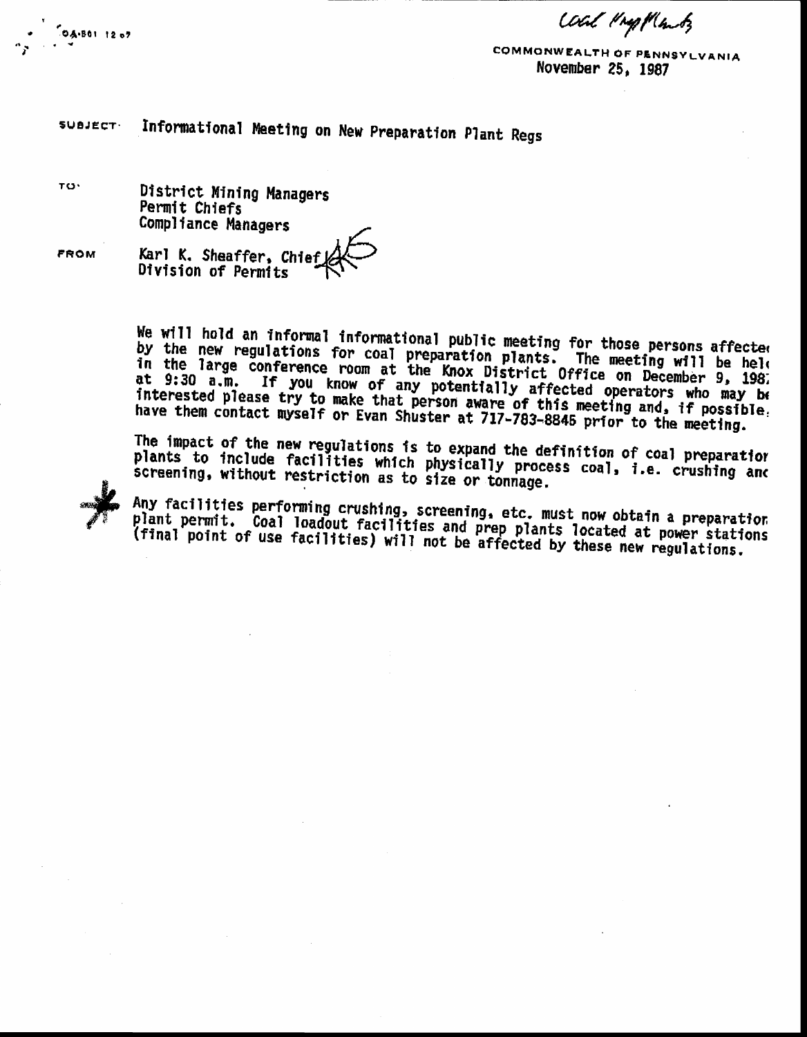OA-501 12 e7

Coal Prep Plants

COMMONWEALTH OF PENNSYLVANIA
November 25, 1987

SUBJECT: Informational Meeting on New Preparation Plant Regs

TO: District Mining Managers
Permit Chiefs
Compliance Managers

FROM: Karl K. Sheaffer, Chief
Division of Permits

We will hold an informal informational public meeting for those persons affected by the new regulations for coal preparation plants. The meeting will be held in the large conference room at the Knox District Office on December 9, 1987 at 9:30 a.m. If you know of any potentially affected operators who may be interested please try to make that person aware of this meeting and, if possible, have them contact myself or Evan Shuster at 717-783-8845 prior to the meeting.

The impact of the new regulations is to expand the definition of coal preparation plants to include facilities which physically process coal, i.e. crushing and screening, without restriction as to size or tonnage.

Any facilities performing crushing, screening, etc. must now obtain a preparation plant permit. Coal loadout facilities and prep plants located at power stations (final point of use facilities) will not be affected by these new regulations.